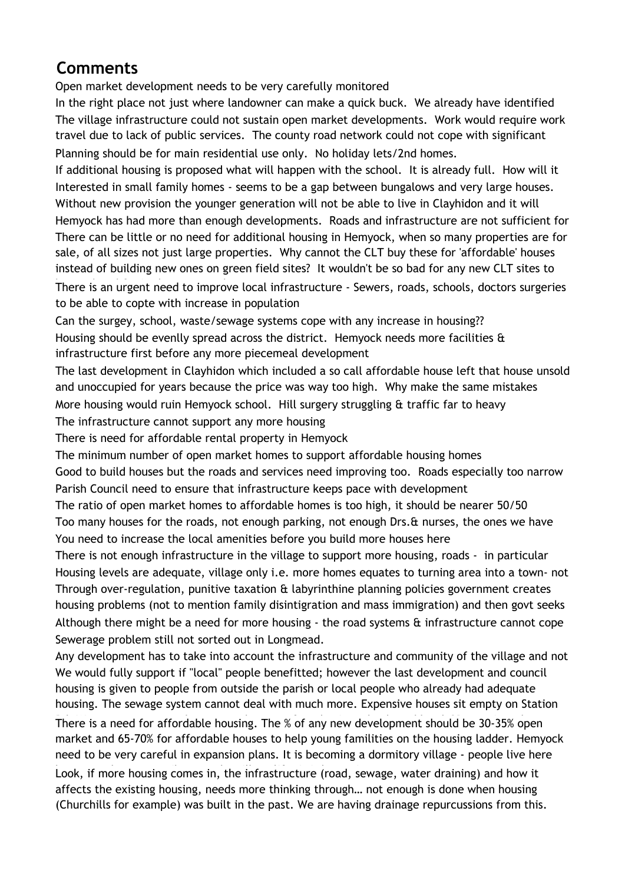## Comments

Open market development needs to be very carefully monitored

In the right place not just where landowner can make a quick buck. We already have identified

The village infrastructure could not sustain open market developments. Work would require work travel due to lack of public services. The county road network could not cope with significant

Planning should be for main residential use only. No holiday lets/2nd homes.

If additional housing is proposed what will happen with the school. It is already full. How will it

Interested in small family homes - seems to be a gap between bungalows and very large houses.

Without new provision the younger generation will not be able to live in Clayhidon and it will

Hemyock has had more than enough developments. Roads and infrastructure are not sufficient for

There can be little or no need for additional housing in Hemyock, when so many properties are for sale, of all sizes not just large properties. Why cannot the CLT buy these for 'affordable' houses instead of building new ones on green field sites? It wouldn't be so bad for any new CLT sites to

There is an urgent need to improve local infrastructure - Sewers, roads, schools, doctors surgeries to be able to copte with increase in population

Can the surgey, school, waste/sewage systems cope with any increase in housing??

Housing should be evenlly spread across the district. Hemyock needs more facilities & infrastructure first before any more piecemeal development

The last development in Clayhidon which included a so call affordable house left that house unsold and unoccupied for years because the price was way too high. Why make the same mistakes

More housing would ruin Hemyock school. Hill surgery struggling & traffic far to heavy

The infrastructure cannot support any more housing

There is need for affordable rental property in Hemyock

The minimum number of open market homes to support affordable housing homes

Good to build houses but the roads and services need improving too. Roads especially too narrow

Parish Council need to ensure that infrastructure keeps pace with development

The ratio of open market homes to affordable homes is too high, it should be nearer 50/50

Too many houses for the roads, not enough parking, not enough Drs.& nurses, the ones we have

You need to increase the local amenities before you build more houses here

There is not enough infrastructure in the village to support more housing, roads - in particular

Housing levels are adequate, village only i.e. more homes equates to turning area into a town- not

Through over-regulation, punitive taxation & labyrinthine planning policies government creates housing problems (not to mention family disintigration and mass immigration) and then govt seeks

Although there might be a need for more housing - the road systems & infrastructure cannot cope

Sewerage problem still not sorted out in Longmead.

Any development has to take into account the infrastructure and community of the village and not

We would fully support if "local" people benefitted; however the last development and council housing is given to people from outside the parish or local people who already had adequate housing. The sewage system cannot deal with much more. Expensive houses sit empty on Station

There is a need for affordable housing. The % of any new development should be 30-35% open market and 65-70% for affordable houses to help young families on the housing ladder. Hemyock need to be very careful in expansion plans. It is becoming a dormitory village - people live here

Look, if more housing comes in, the infrastructure (road, sewage, water draining) and how it affects the existing housing, needs more thinking through… not enough is done when housing (Churchills for example) was built in the past. We are having drainage repurcussions from this.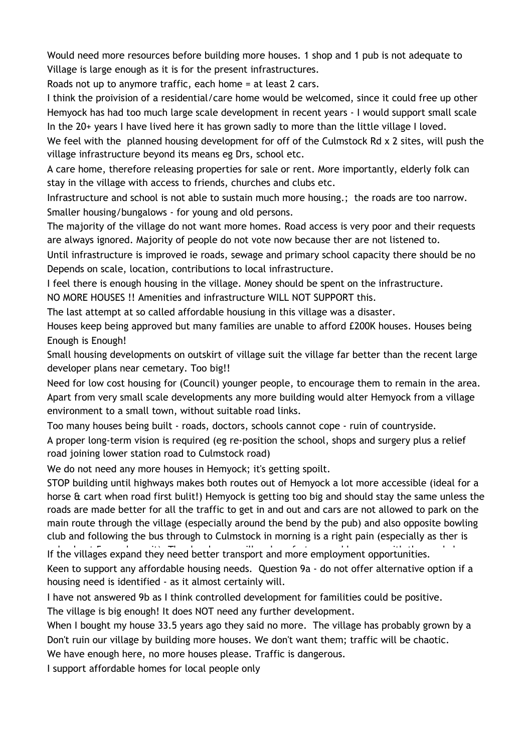Would need more resources before building more houses. 1 shop and 1 pub is not adequate to Village is large enough as it is for the present infrastructures.

Roads not up to anymore traffic, each home = at least 2 cars.

I think the proivision of a residential/care home would be welcomed, since it could free up other

Hemyock has had too much large scale development in recent years - I would support small scale

In the 20+ years I have lived here it has grown sadly to more than the little village I loved.

We feel with the planned housing development for off of the Culmstock Rd x 2 sites, will push the village infrastructure beyond its means eg Drs, school etc.

A care home, therefore releasing properties for sale or rent. More importantly, elderly folk can stay in the village with access to friends, churches and clubs etc.

Infrastructure and school is not able to sustain much more housing.; the roads are too narrow.

Smaller housing/bungalows - for young and old persons.

The majority of the village do not want more homes. Road access is very poor and their requests are always ignored. Majority of people do not vote now because ther are not listened to.

Until infrastructure is improved ie roads, sewage and primary school capacity there should be no

Depends on scale, location, contributions to local infrastructure.

I feel there is enough housing in the village. Money should be spent on the infrastructure.

NO MORE HOUSES !! Amenities and infrastructure WILL NOT SUPPORT this.

The last attempt at so called affordable housiung in this village was a disaster.

Houses keep being approved but many families are unable to afford £200K houses. Houses being

Enough is Enough!

Small housing developments on outskirt of village suit the village far better than the recent large developer plans near cemetary. Too big!!

Need for low cost housing for (Council) younger people, to encourage them to remain in the area.

Apart from very small scale developments any more building would alter Hemyock from a village environment to a small town, without suitable road links.

Too many houses being built - roads, doctors, schools cannot cope - ruin of countryside.

A proper long-term vision is required (eg re-position the school, shops and surgery plus a relief road joining lower station road to Culmstock road)

We do not need any more houses in Hemyock; it's getting spoilt.

STOP building until highways makes both routes out of Hemyock a lot more accessible (ideal for a horse & cart when road first bulit!) Hemyock is getting too big and should stay the same unless the roads are made better for all the traffic to get in and out and cars are not allowed to park on the main route through the village (especially around the bend by the pub) and also opposite bowling club and following the bus through to Culmstock in morning is a right pain (especially as ther is

If the villages expand they need better transport and more employment opportunities.

Keen to support any affordable housing needs. Question 9a - do not offer alternative option if a housing need is identified - as it almost certainly will.

I have not answered 9b as I think controlled development for famlilities could be positive.

The village is big enough! It does NOT need any further development.

When I bought my house 33.5 years ago they said no more. The village has probably grown by a

Don't ruin our village by building more houses. We don't want them; traffic will be chaotic.

We have enough here, no more houses please. Traffic is dangerous.

I support affordable homes for local people only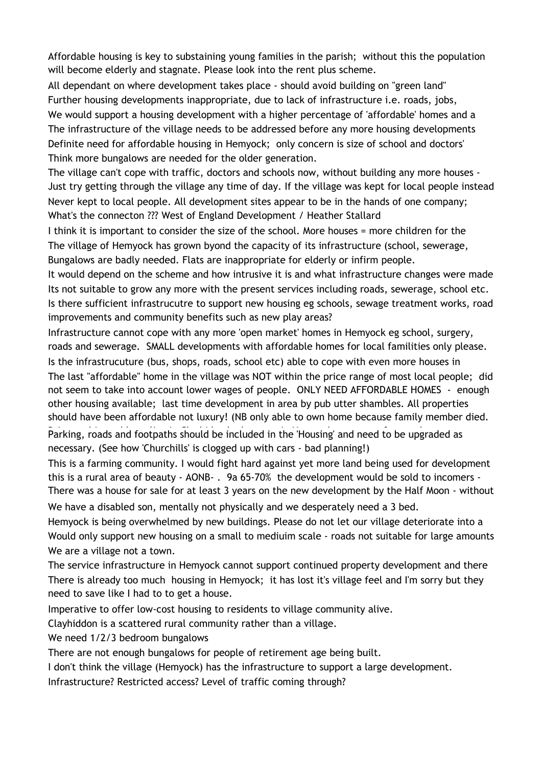Affordable housing is key to substaining young families in the parish; without this the population will become elderly and stagnate. Please look into the rent plus scheme.

All dependant on where development takes place - should avoid building on "green land"

Further housing developments inappropriate, due to lack of infrastructure i.e. roads, jobs,

We would support a housing development with a higher percentage of 'affordable' homes and a

The infrastructure of the village needs to be addressed before any more housing developments

Definite need for affordable housing in Hemyock; only concern is size of school and doctors'

Think more bungalows are needed for the older generation.

The village can't cope with traffic, doctors and schools now, without building any more houses - Just try getting through the village any time of day. If the village was kept for local people instead

Never kept to local people. All development sites appear to be in the hands of one company; What's the connecton ??? West of England Development / Heather Stallard

I think it is important to consider the size of the school. More houses = more children for the

The village of Hemyock has grown byond the capacity of its infrastructure (school, sewerage,

Bungalows are badly needed. Flats are inappropriate for elderly or infirm people.

It would depend on the scheme and how intrusive it is and what infrastructure changes were made

Its not suitable to grow any more with the present services including roads, sewerage, school etc.

Is there sufficient infrastrucutre to support new housing eg schools, sewage treatment works, road improvements and community benefits such as new play areas?

Infrastructure cannot cope with any more 'open market' homes in Hemyock eg school, surgery, roads and sewerage. SMALL developments with affordable homes for local famillities only please.

Is the infrastrucuture (bus, shops, roads, school etc) able to cope with even more houses in

The last "affordable" home in the village was NOT within the price range of most local people; did not seem to take into account lower wages of people. ONLY NEED AFFORDABLE HOMES - enough other housing available; last time development in area by pub utter shambles. All properties should have been affordable not luxury! (NB only able to own home because family member died.

Parking, roads and footpaths should be included in the 'Housing' and need to be upgraded as necessary. (See how 'Churchills' is clogged up with cars - bad planning!)

This is a farming community. I would fight hard against yet more land being used for development this is a rural area of beauty - AONB- . 9a 65-70% the development would be sold to incomers -

There was a house for sale for at least 3 years on the new development by the Half Moon - without

We have a disabled son, mentally not physically and we desperately need a 3 bed.

Hemyock is being overwhelmed by new buildings. Please do not let our village deteriorate into a

Would only support new housing on a small to mediuim scale - roads not suitable for large amounts

We are a village not a town.

The service infrastructure in Hemyock cannot support continued property development and there

There is already too much housing in Hemyock; it has lost it's village feel and I'm sorry but they need to save like I had to to get a house.

Imperative to offer low-cost housing to residents to village community alive.

Clayhiddon is a scattered rural community rather than a village.

We need 1/2/3 bedroom bungalows

There are not enough bungalows for people of retirement age being built.

I don't think the village (Hemyock) has the infrastructure to support a large development.

Infrastructure? Restricted access? Level of traffic coming through?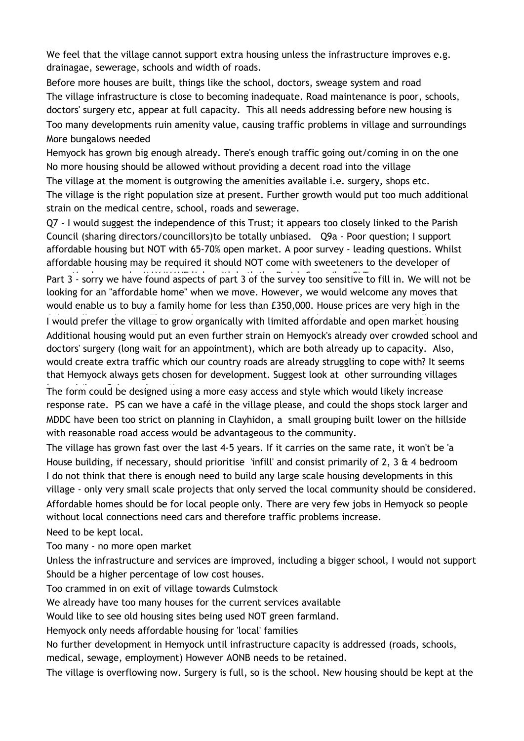We feel that the village cannot support extra housing unless the infrastructure improves e.g. drainagae, sewerage, schools and width of roads.

Before more houses are built, things like the school, doctors, sweage system and road

The village infrastructure is close to becoming inadequate. Road maintenance is poor, schools, doctors' surgery etc, appear at full capacity. This all needs addressing before new housing is

Too many developments ruin amenity value, causing traffic problems in village and surroundings

More bungalows needed

Hemyock has grown big enough already. There's enough traffic going out/coming in on the one

No more housing should be allowed without providing a decent road into the village

The village at the moment is outgrowing the amenities available i.e. surgery, shops etc.

The village is the right population size at present. Further growth would put too much additional strain on the medical centre, school, roads and sewerage.

Q7 - I would suggest the independence of this Trust; it appears too closely linked to the Parish Council (sharing directors/councillors)to be totally unbiased. Q9a - Poor question; I support affordable housing but NOT with 65-70% open market. A poor survey - leading questions. Whilst affordable housing may be required it should NOT come with sweeteners to the developer of

Part 3 - sorry we have found aspects of part 3 of the survey too sensitive to fill in. We will not be looking for an "affordable home" when we move. However, we would welcome any moves that would enable us to buy a family home for less than £350,000. House prices are very high in the

I would prefer the village to grow organically with limited affordable and open market housing

Additional housing would put an even further strain on Hemyock's already over crowded school and doctors' surgery (long wait for an appointment), which are both already up to capacity. Also, would create extra traffic which our country roads are already struggling to cope with? It seems that Hemyock always gets chosen for development. Suggest look at other surrounding villages

The form could be designed using a more easy access and style which would likely increase response rate. PS can we have a café in the village please, and could the shops stock larger and

MDDC have been too strict on planning in Clayhidon, a small grouping built lower on the hillside with reasonable road access would be advantageous to the community.

The village has grown fast over the last 4-5 years. If it carries on the same rate, it won't be 'a

House building, if necessary, should prioritise 'infill' and consist primarily of 2, 3 & 4 bedroom

I do not think that there is enough need to build any large scale housing developments in this village - only very small scale projects that only served the local community should be considered.

Affordable homes should be for local people only. There are very few jobs in Hemyock so people without local connections need cars and therefore traffic problems increase.

Need to be kept local.

Too many - no more open market

Unless the infrastructure and services are improved, including a bigger school, I would not support

Should be a higher percentage of low cost houses.

Too crammed in on exit of village towards Culmstock

We already have too many houses for the current services available

Would like to see old housing sites being used NOT green farmland.

Hemyock only needs affordable housing for 'local' families

No further development in Hemyock until infrastructure capacity is addressed (roads, schools, medical, sewage, employment) However AONB needs to be retained.

The village is overflowing now. Surgery is full, so is the school. New housing should be kept at the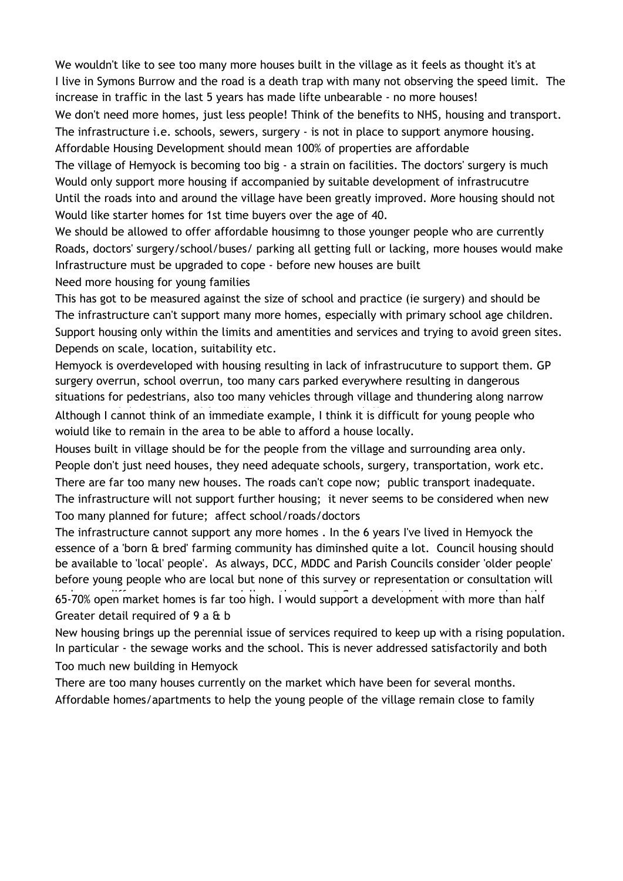We wouldn't like to see too many more houses built in the village as it feels as thought it's at

I live in Symons Burrow and the road is a death trap with many not observing the speed limit. The increase in traffic in the last 5 years has made lifte unbearable - no more houses!

We don't need more homes, just less people! Think of the benefits to NHS, housing and transport.

The infrastructure i.e. schools, sewers, surgery - is not in place to support anymore housing.

Affordable Housing Development should mean 100% of properties are affordable

The village of Hemyock is becoming too big - a strain on facilities. The doctors' surgery is much

Would only support more housing if accompanied by suitable development of infrastrucutre

Until the roads into and around the village have been greatly improved. More housing should not

Would like starter homes for 1st time buyers over the age of 40.

We should be allowed to offer affordable housimng to those younger people who are currently

Roads, doctors' surgery/school/buses/ parking all getting full or lacking, more houses would make

Infrastructure must be upgraded to cope - before new houses are built

Need more housing for young families

This has got to be measured against the size of school and practice (ie surgery) and should be

The infrastructure can't support many more homes, especially with primary school age children.

Support housing only within the limits and amentities and services and trying to avoid green sites.

Depends on scale, location, suitability etc.

Hemyock is overdeveloped with housing resulting in lack of infrastrucuture to support them. GP surgery overrun, school overrun, too many cars parked everywhere resulting in dangerous situations for pedestrians, also too many vehicles through village and thundering along narrow

Although I cannot think of an immediate example, I think it is difficult for young people who woiuld like to remain in the area to be able to afford a house locally.

Houses built in village should be for the people from the village and surrounding area only.

People don't just need houses, they need adequate schools, surgery, transportation, work etc.

There are far too many new houses. The roads can't cope now; public transport inadequate.

The infrastructure will not support further housing; it never seems to be considered when new

Too many planned for future; affect school/roads/doctors

The infrastructure cannot support any more homes . In the 6 years I've lived in Hemyock the essence of a 'born & bred' farming community has diminshed quite a lot. Council housing should be available to 'local' people'. As always, DCC, MDDC and Parish Councils consider 'older people' before young people who are local but none of this survey or representation or consultation will

65-70% open market homes is far too high. I would support a development with more than half

Greater detail required of 9 a & b

New housing brings up the perennial issue of services required to keep up with a rising population. In particular - the sewage works and the school. This is never addressed satisfactorily and both

Too much new building in Hemyock

There are too many houses currently on the market which have been for several months.

Affordable homes/apartments to help the young people of the village remain close to family